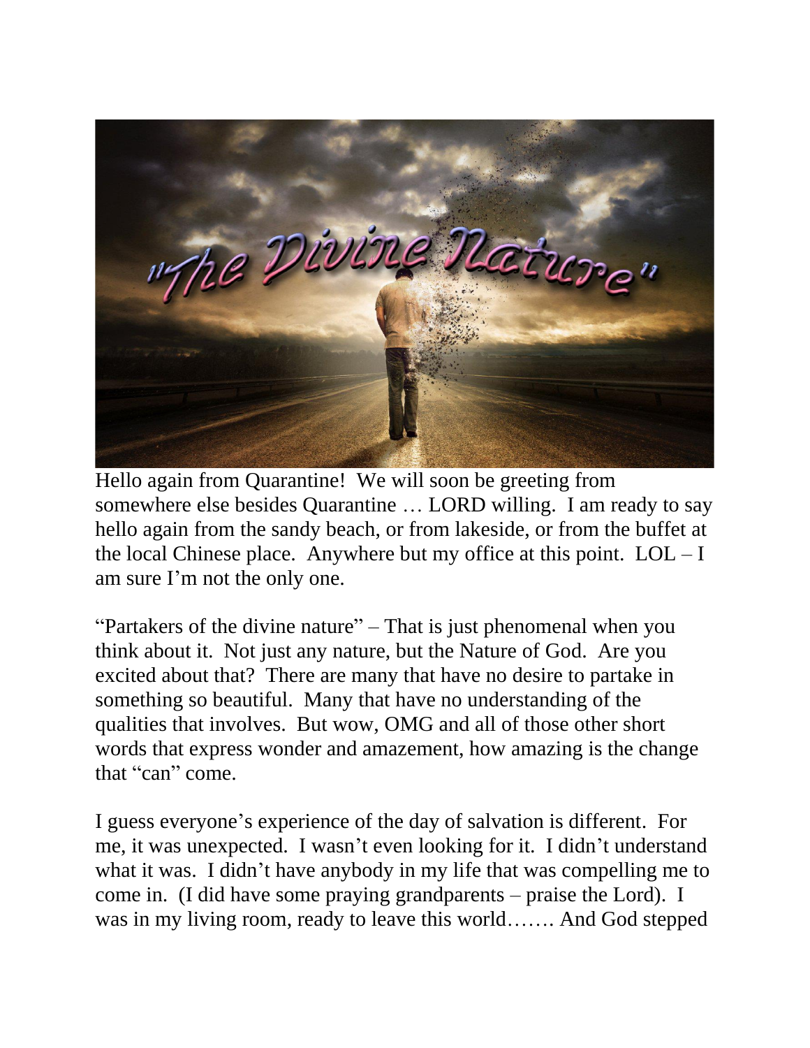"The Divine Nature"

Hello again from Quarantine! We will soon be greeting from somewhere else besides Quarantine … LORD willing. I am ready to say hello again from the sandy beach, or from lakeside, or from the buffet at the local Chinese place. Anywhere but my office at this point. LOL – I am sure I'm not the only one.

"Partakers of the divine nature" – That is just phenomenal when you think about it. Not just any nature, but the Nature of God. Are you excited about that? There are many that have no desire to partake in something so beautiful. Many that have no understanding of the qualities that involves. But wow, OMG and all of those other short words that express wonder and amazement, how amazing is the change that "can" come.

I guess everyone's experience of the day of salvation is different. For me, it was unexpected. I wasn't even looking for it. I didn't understand what it was. I didn't have anybody in my life that was compelling me to come in. (I did have some praying grandparents – praise the Lord). I was in my living room, ready to leave this world……. And God stepped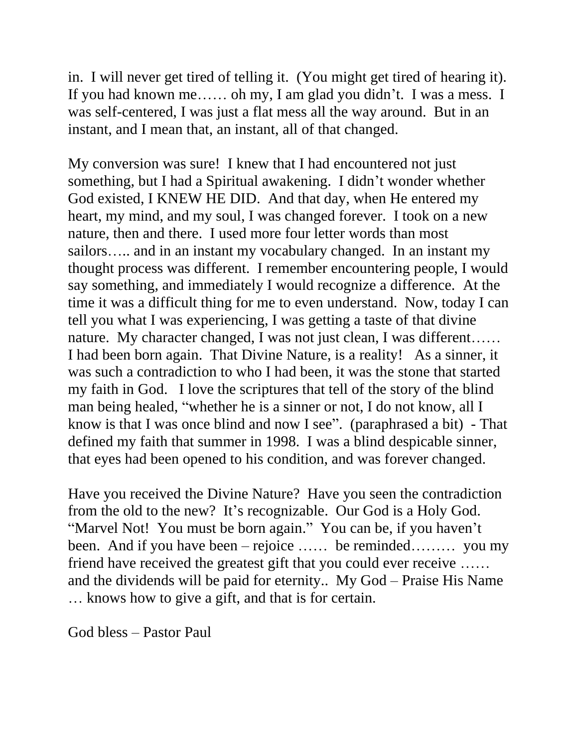in. I will never get tired of telling it. (You might get tired of hearing it). If you had known me…… oh my, I am glad you didn't. I was a mess. I was self-centered, I was just a flat mess all the way around. But in an instant, and I mean that, an instant, all of that changed.

My conversion was sure! I knew that I had encountered not just something, but I had a Spiritual awakening. I didn't wonder whether God existed, I KNEW HE DID. And that day, when He entered my heart, my mind, and my soul, I was changed forever. I took on a new nature, then and there. I used more four letter words than most sailors….. and in an instant my vocabulary changed. In an instant my thought process was different. I remember encountering people, I would say something, and immediately I would recognize a difference. At the time it was a difficult thing for me to even understand. Now, today I can tell you what I was experiencing, I was getting a taste of that divine nature. My character changed, I was not just clean, I was different…… I had been born again. That Divine Nature, is a reality! As a sinner, it was such a contradiction to who I had been, it was the stone that started my faith in God. I love the scriptures that tell of the story of the blind man being healed, "whether he is a sinner or not, I do not know, all I know is that I was once blind and now I see". (paraphrased a bit) - That defined my faith that summer in 1998. I was a blind despicable sinner, that eyes had been opened to his condition, and was forever changed.

Have you received the Divine Nature? Have you seen the contradiction from the old to the new? It's recognizable. Our God is a Holy God. "Marvel Not! You must be born again." You can be, if you haven't been. And if you have been – rejoice …… be reminded……… you my friend have received the greatest gift that you could ever receive …… and the dividends will be paid for eternity.. My God – Praise His Name … knows how to give a gift, and that is for certain.

God bless – Pastor Paul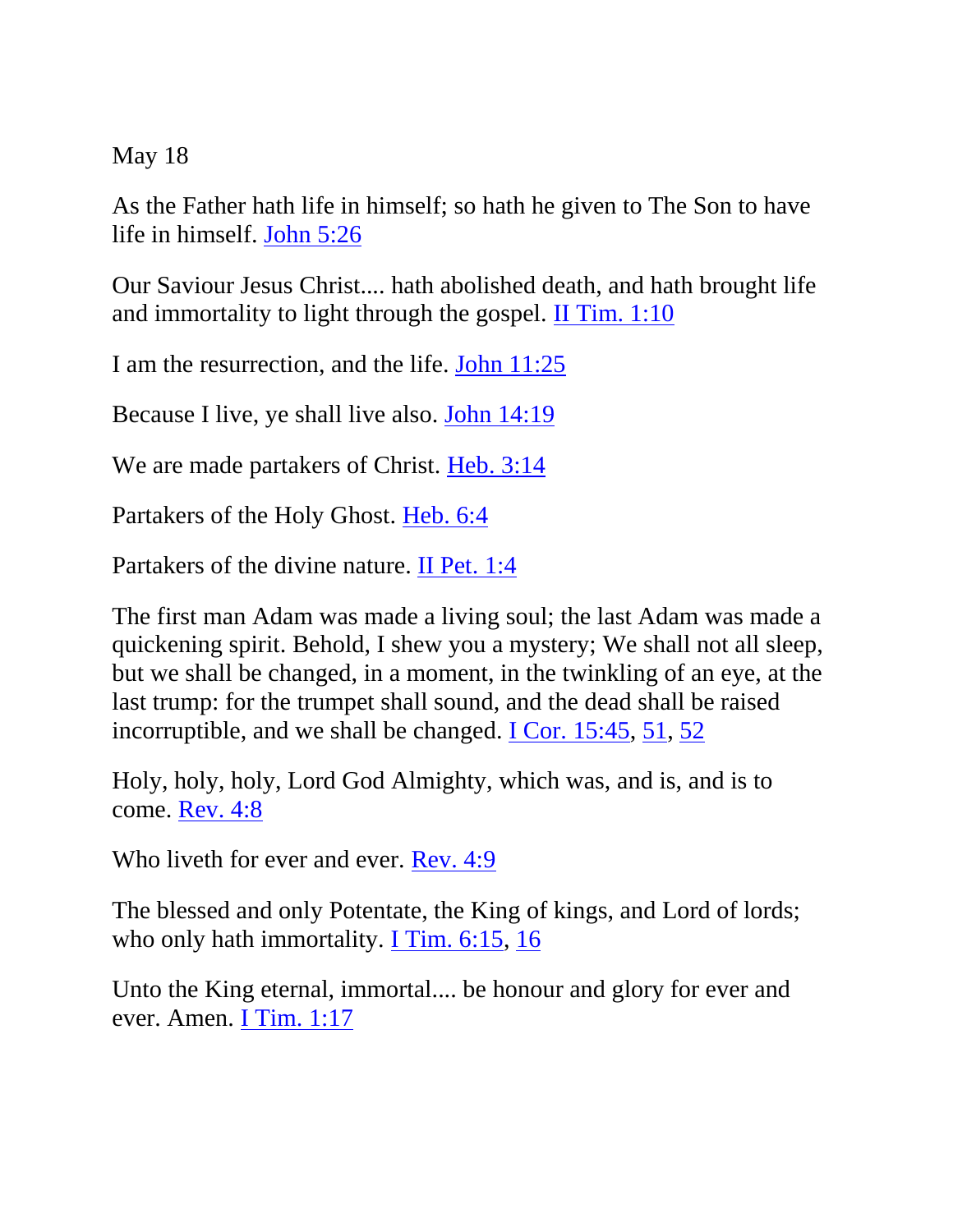May 18

As the Father hath life in himself; so hath he given to The Son to have life in himself. John 5:26

Our Saviour Jesus Christ.... hath abolished death, and hath brought life and immortality to light through the gospel. II Tim. 1:10

I am the resurrection, and the life. John 11:25

Because I live, ye shall live also. John 14:19

We are made partakers of Christ. Heb. 3:14

Partakers of the Holy Ghost. Heb. 6:4

Partakers of the divine nature. II Pet. 1:4

The first man Adam was made a living soul; the last Adam was made a quickening spirit. Behold, I shew you a mystery; We shall not all sleep, but we shall be changed, in a moment, in the twinkling of an eye, at the last trump: for the trumpet shall sound, and the dead shall be raised incorruptible, and we shall be changed. I Cor. 15:45, 51, 52

Holy, holy, holy, Lord God Almighty, which was, and is, and is to come. Rev. 4:8

Who liveth for ever and ever. Rev. 4:9

The blessed and only Potentate, the King of kings, and Lord of lords; who only hath immortality. I Tim. 6:15, 16

Unto the King eternal, immortal.... be honour and glory for ever and ever. Amen. I Tim. 1:17